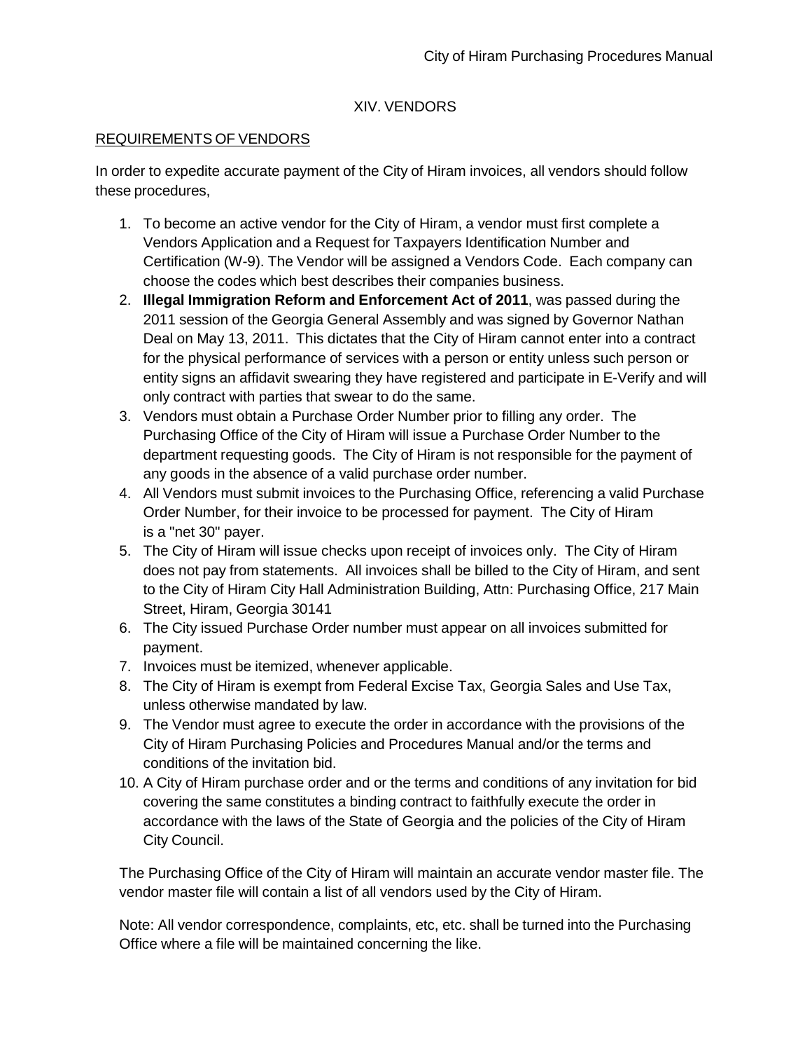# XIV. VENDORS

## REQUIREMENTS OF VENDORS

In order to expedite accurate payment of the City of Hiram invoices, all vendors should follow these procedures,

1. To become an active vendor for the City of Hiram, a vendor must first complete a Vendors Application and a Request for Taxpayers Identification Number and Certification (W-9). The Vendor will be assigned a Vendors Code. Each company can choose the codes which best describes their companies business.
2. **Illegal Immigration Reform and Enforcement Act of 2011**, was passed during the 2011 session of the Georgia General Assembly and was signed by Governor Nathan Deal on May 13, 2011. This dictates that the City of Hiram cannot enter into a contract for the physical performance of services with a person or entity unless such person or entity signs an affidavit swearing they have registered and participate in E-Verify and will only contract with parties that swear to do the same.
3. Vendors must obtain a Purchase Order Number prior to filling any order. The Purchasing Office of the City of Hiram will issue a Purchase Order Number to the department requesting goods. The City of Hiram is not responsible for the payment of any goods in the absence of a valid purchase order number.
4. All Vendors must submit invoices to the Purchasing Office, referencing a valid Purchase Order Number, for their invoice to be processed for payment. The City of Hiram is a "net 30" payer.
5. The City of Hiram will issue checks upon receipt of invoices only. The City of Hiram does not pay from statements. All invoices shall be billed to the City of Hiram, and sent to the City of Hiram City Hall Administration Building, Attn: Purchasing Office, 217 Main Street, Hiram, Georgia 30141
6. The City issued Purchase Order number must appear on all invoices submitted for payment.
7. Invoices must be itemized, whenever applicable.
8. The City of Hiram is exempt from Federal Excise Tax, Georgia Sales and Use Tax, unless otherwise mandated by law.
9. The Vendor must agree to execute the order in accordance with the provisions of the City of Hiram Purchasing Policies and Procedures Manual and/or the terms and conditions of the invitation bid.
10. A City of Hiram purchase order and or the terms and conditions of any invitation for bid covering the same constitutes a binding contract to faithfully execute the order in accordance with the laws of the State of Georgia and the policies of the City of Hiram City Council.

The Purchasing Office of the City of Hiram will maintain an accurate vendor master file. The vendor master file will contain a list of all vendors used by the City of Hiram.

Note: All vendor correspondence, complaints, etc, etc. shall be turned into the Purchasing Office where a file will be maintained concerning the like.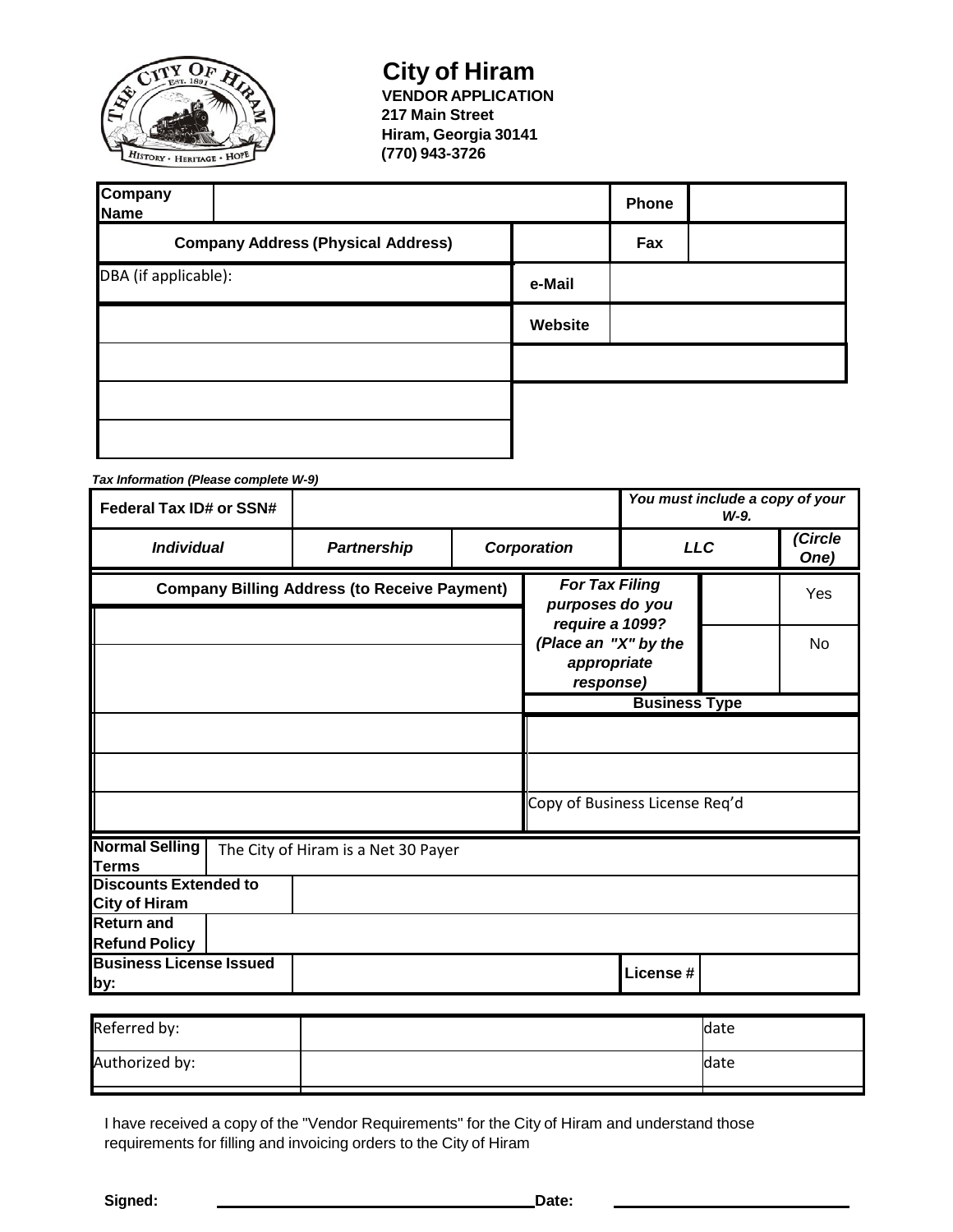# City of Hiram

**VENDOR APPLICATION**
**217 Main Street**
**Hiram, Georgia 30141**
**(770) 943-3726**

| **Company Name** | | **Phone** | |
|---|---|---|---|
| **Company Address (Physical Address)** | | **Fax** | |
| DBA (if applicable): | **e-Mail** | | |
| | **Website** | | |
| | | | |
| | | | |
| | | | |

***Tax Information (Please complete W-9)***

| **Federal Tax ID# or SSN#** | | | ***You must include a copy of your W-9.*** | |
|---|---|---|---|---|
| ***Individual*** | ***Partnership*** | ***Corporation*** | ***LLC*** | ***(Circle One)*** |

| **Company Billing Address (to Receive Payment)** | ***For Tax Filing purposes do you require a 1099? (Place an "X" by the appropriate response)*** | | Yes |
|---|---|---|---|
| | | | No |
| | **Business Type** | | |
| | | | |
| | | | |
| | Copy of Business License Req'd | | |

| **Normal Selling Terms** | The City of Hiram is a Net 30 Payer | | |
|---|---|---|---|
| **Discounts Extended to City of Hiram** | | | |
| **Return and Refund Policy** | | | |
| **Business License Issued by:** | | **License #** | |

| Referred by: | | date |
|---|---|---|
| Authorized by: | | date |

I have received a copy of the "Vendor Requirements" for the City of Hiram and understand those requirements for filling and invoicing orders to the City of Hiram

**Signed:** ______________________________ **Date:** ____________________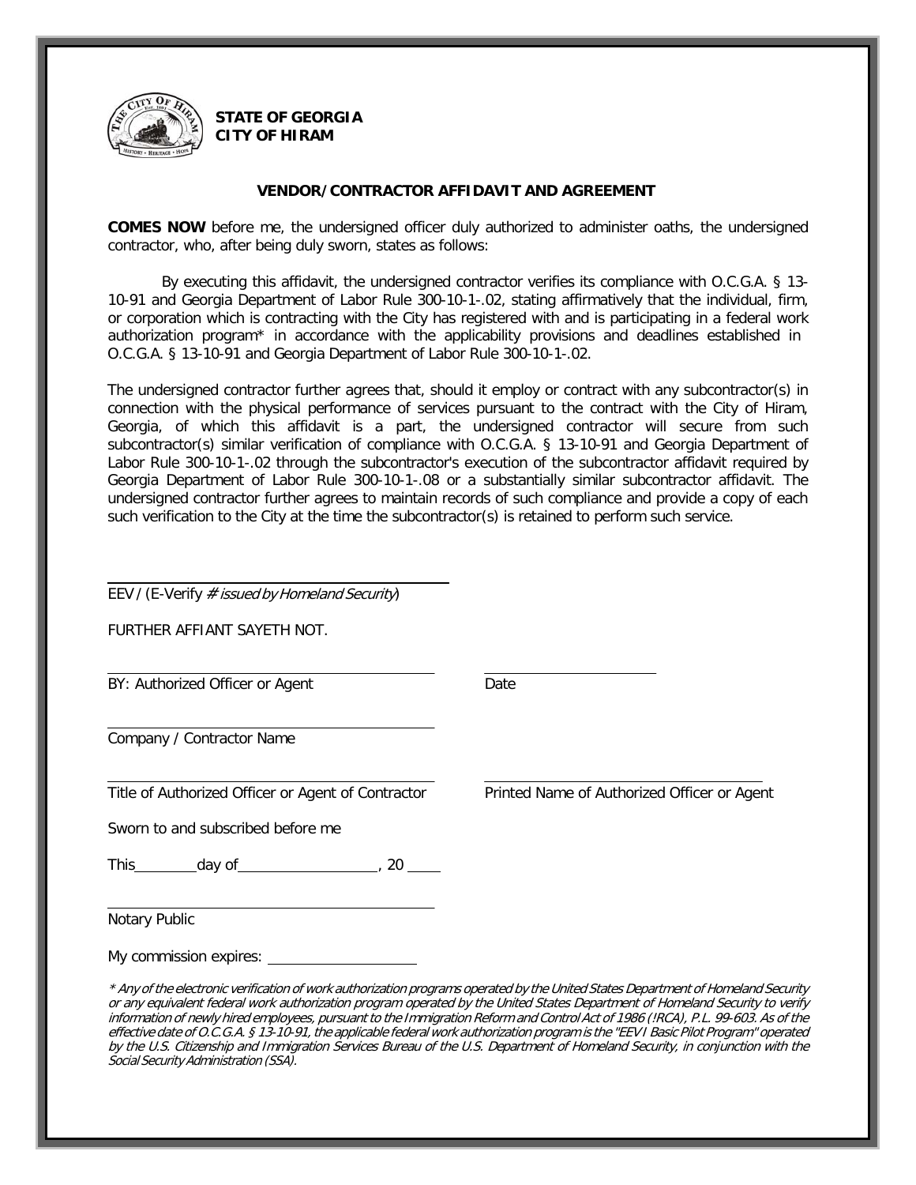**STATE OF GEORGIA**
**CITY OF HIRAM**

**VENDOR/CONTRACTOR AFFIDAVIT AND AGREEMENT**

**COMES NOW** before me, the undersigned officer duly authorized to administer oaths, the undersigned contractor, who, after being duly sworn, states as follows:

By executing this affidavit, the undersigned contractor verifies its compliance with O.C.G.A. § 13-10-91 and Georgia Department of Labor Rule 300-10-1-.02, stating affirmatively that the individual, firm, or corporation which is contracting with the City has registered with and is participating in a federal work authorization program* in accordance with the applicability provisions and deadlines established in O.C.G.A. § 13-10-91 and Georgia Department of Labor Rule 300-10-1-.02.

The undersigned contractor further agrees that, should it employ or contract with any subcontractor(s) in connection with the physical performance of services pursuant to the contract with the City of Hiram, Georgia, of which this affidavit is a part, the undersigned contractor will secure from such subcontractor(s) similar verification of compliance with O.C.G.A. § 13-10-91 and Georgia Department of Labor Rule 300-10-1-.02 through the subcontractor's execution of the subcontractor affidavit required by Georgia Department of Labor Rule 300-10-1-.08 or a substantially similar subcontractor affidavit. The undersigned contractor further agrees to maintain records of such compliance and provide a copy of each such verification to the City at the time the subcontractor(s) is retained to perform such service.

\_\_\_\_\_\_\_\_\_\_\_\_\_\_\_\_\_\_\_\_\_\_\_\_\_\_\_\_\_\_\_\_\_\_\_\_\_\_\_\_
EEV / (E-Verify *# issued by Homeland Security*)

FURTHER AFFIANT SAYETH NOT.

\_\_\_\_\_\_\_\_\_\_\_\_\_\_\_\_\_\_\_\_\_\_\_\_\_\_\_\_\_\_\_\_\_\_\_\_\_\_ \_\_\_\_\_\_\_\_\_\_\_\_\_\_\_\_\_\_\_\_
BY: Authorized Officer or Agent Date

\_\_\_\_\_\_\_\_\_\_\_\_\_\_\_\_\_\_\_\_\_\_\_\_\_\_\_\_\_\_\_\_\_\_\_\_\_\_
Company / Contractor Name

\_\_\_\_\_\_\_\_\_\_\_\_\_\_\_\_\_\_\_\_\_\_\_\_\_\_\_\_\_\_\_\_\_\_\_\_\_\_ \_\_\_\_\_\_\_\_\_\_\_\_\_\_\_\_\_\_\_\_\_\_\_\_\_\_\_\_\_\_\_\_
Title of Authorized Officer or Agent of Contractor Printed Name of Authorized Officer or Agent

Sworn to and subscribed before me

This\_\_\_\_\_\_\_\_day of\_\_\_\_\_\_\_\_\_\_\_\_\_\_\_\_\_\_, 20 \_\_\_\_

\_\_\_\_\_\_\_\_\_\_\_\_\_\_\_\_\_\_\_\_\_\_\_\_\_\_\_\_\_\_\_\_\_\_\_\_\_\_
Notary Public

My commission expires: \_\_\_\_\_\_\_\_\_\_\_\_\_\_\_\_\_\_\_

*\* Any of the electronic verification of work authorization programs operated by the United States Department of Homeland Security or any equivalent federal work authorization program operated by the United States Department of Homeland Security to verify information of newly hired employees, pursuant to the Immigration Reform and Control Act of 1986 (!RCA), P.L. 99-603. As of the effective date of O.C.G.A. § 13-10-91, the applicable federal work authorization program is the "EEV I Basic Pilot Program" operated by the U.S. Citizenship and Immigration Services Bureau of the U.S. Department of Homeland Security, in conjunction with the Social Security Administration (SSA).*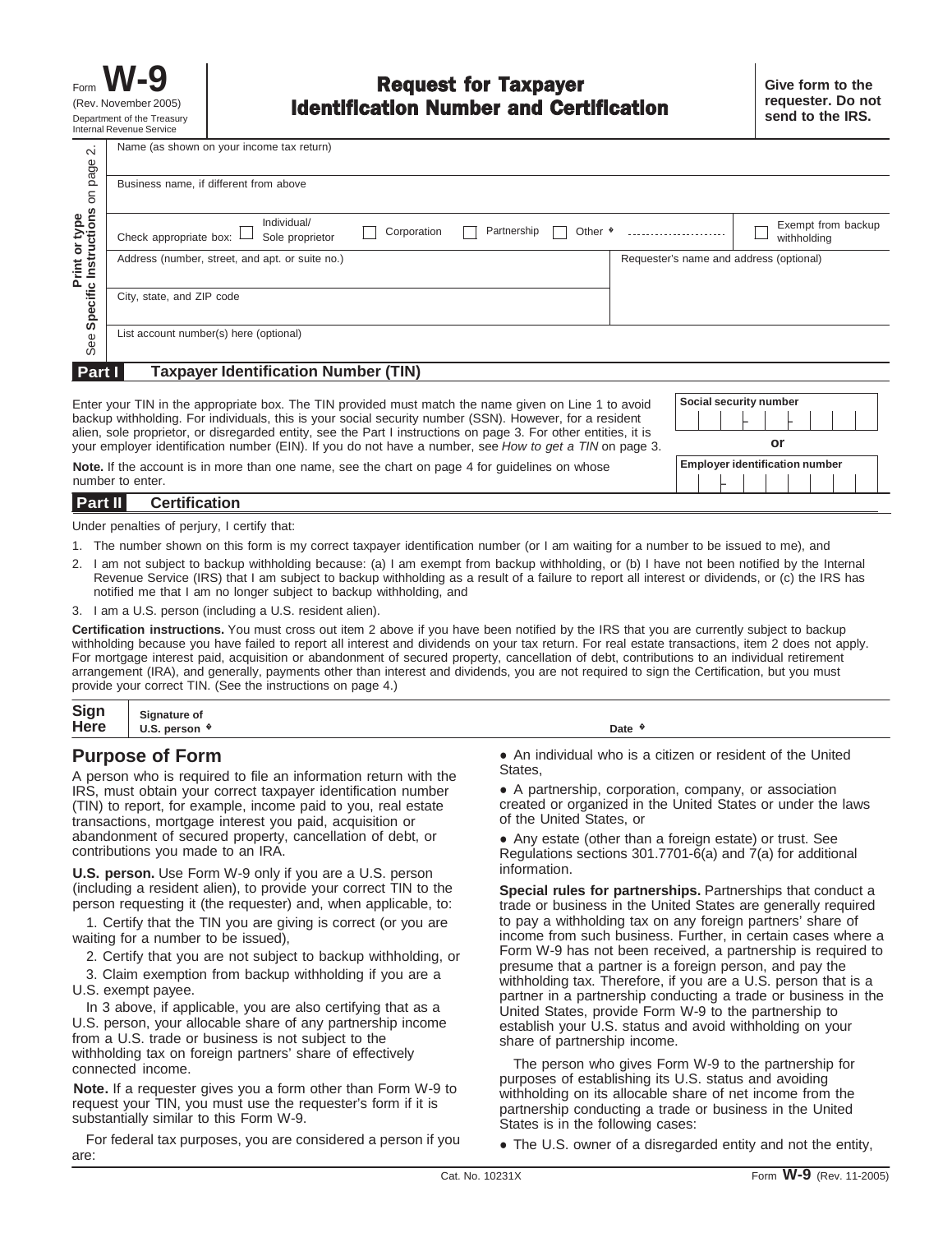Form **W-9**
(Rev. November 2005)
Department of the Treasury
Internal Revenue Service

# Request for Taxpayer Identification Number and Certification

**Give form to the requester. Do not send to the IRS.**

Print or type — See **Specific Instructions** on page 2.

Name (as shown on your income tax return)

Business name, if different from above

Check appropriate box: ☐ Individual/ Sole proprietor ☐ Corporation ☐ Partnership ☐ Other ▸ ☐ Exempt from backup withholding

Address (number, street, and apt. or suite no.) | Requester's name and address (optional)

City, state, and ZIP code

List account number(s) here (optional)

## Part I Taxpayer Identification Number (TIN)

Enter your TIN in the appropriate box. The TIN provided must match the name given on Line 1 to avoid backup withholding. For individuals, this is your social security number (SSN). However, for a resident alien, sole proprietor, or disregarded entity, see the Part I instructions on page 3. For other entities, it is your employer identification number (EIN). If you do not have a number, see *How to get a TIN* on page 3.

**Social security number**

or

**Employer identification number**

**Note.** If the account is in more than one name, see the chart on page 4 for guidelines on whose number to enter.

## Part II Certification

Under penalties of perjury, I certify that:

1. The number shown on this form is my correct taxpayer identification number (or I am waiting for a number to be issued to me), and
2. I am not subject to backup withholding because: (a) I am exempt from backup withholding, or (b) I have not been notified by the Internal Revenue Service (IRS) that I am subject to backup withholding as a result of a failure to report all interest or dividends, or (c) the IRS has notified me that I am no longer subject to backup withholding, and
3. I am a U.S. person (including a U.S. resident alien).

**Certification instructions.** You must cross out item 2 above if you have been notified by the IRS that you are currently subject to backup withholding because you have failed to report all interest and dividends on your tax return. For real estate transactions, item 2 does not apply. For mortgage interest paid, acquisition or abandonment of secured property, cancellation of debt, contributions to an individual retirement arrangement (IRA), and generally, payments other than interest and dividends, you are not required to sign the Certification, but you must provide your correct TIN. (See the instructions on page 4.)

**Sign Here** **Signature of U.S. person ▸** **Date ▸**

## Purpose of Form

A person who is required to file an information return with the IRS, must obtain your correct taxpayer identification number (TIN) to report, for example, income paid to you, real estate transactions, mortgage interest you paid, acquisition or abandonment of secured property, cancellation of debt, or contributions you made to an IRA.

**U.S. person.** Use Form W-9 only if you are a U.S. person (including a resident alien), to provide your correct TIN to the person requesting it (the requester) and, when applicable, to:

1. Certify that the TIN you are giving is correct (or you are waiting for a number to be issued),
2. Certify that you are not subject to backup withholding, or
3. Claim exemption from backup withholding if you are a U.S. exempt payee.

In 3 above, if applicable, you are also certifying that as a U.S. person, your allocable share of any partnership income from a U.S. trade or business is not subject to the withholding tax on foreign partners' share of effectively connected income.

**Note.** If a requester gives you a form other than Form W-9 to request your TIN, you must use the requester's form if it is substantially similar to this Form W-9.

For federal tax purposes, you are considered a person if you are:

- An individual who is a citizen or resident of the United States,
- A partnership, corporation, company, or association created or organized in the United States or under the laws of the United States, or
- Any estate (other than a foreign estate) or trust. See Regulations sections 301.7701-6(a) and 7(a) for additional information.

**Special rules for partnerships.** Partnerships that conduct a trade or business in the United States are generally required to pay a withholding tax on any foreign partners' share of income from such business. Further, in certain cases where a Form W-9 has not been received, a partnership is required to presume that a partner is a foreign person, and pay the withholding tax. Therefore, if you are a U.S. person that is a partner in a partnership conducting a trade or business in the United States, provide Form W-9 to the partnership to establish your U.S. status and avoid withholding on your share of partnership income.

The person who gives Form W-9 to the partnership for purposes of establishing its U.S. status and avoiding withholding on its allocable share of net income from the partnership conducting a trade or business in the United States is in the following cases:

- The U.S. owner of a disregarded entity and not the entity,

Cat. No. 10231X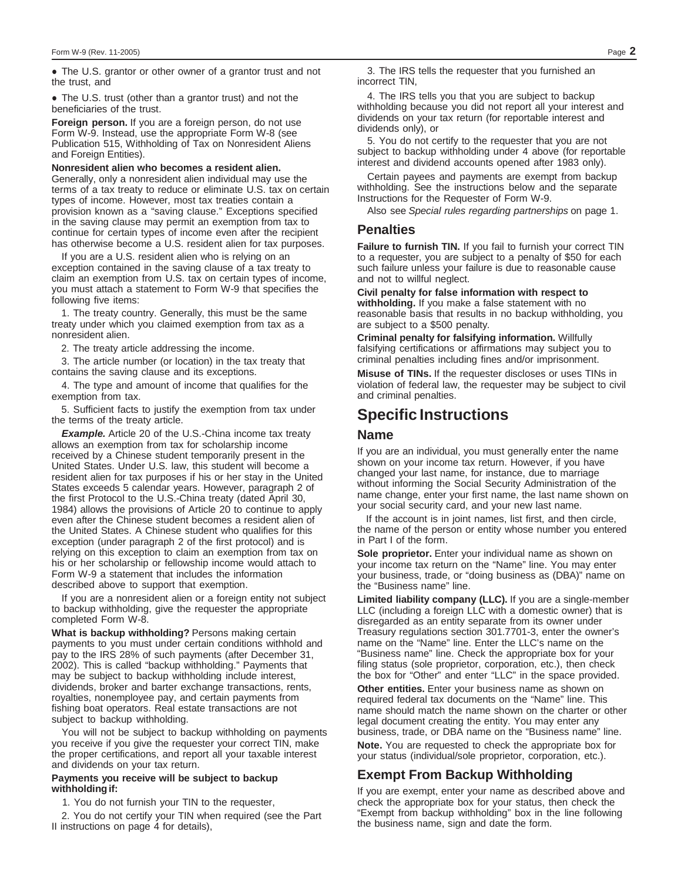• The U.S. grantor or other owner of a grantor trust and not the trust, and

• The U.S. trust (other than a grantor trust) and not the beneficiaries of the trust.

**Foreign person.** If you are a foreign person, do not use Form W-9. Instead, use the appropriate Form W-8 (see Publication 515, Withholding of Tax on Nonresident Aliens and Foreign Entities).

**Nonresident alien who becomes a resident alien.** Generally, only a nonresident alien individual may use the terms of a tax treaty to reduce or eliminate U.S. tax on certain types of income. However, most tax treaties contain a provision known as a "saving clause." Exceptions specified in the saving clause may permit an exemption from tax to continue for certain types of income even after the recipient has otherwise become a U.S. resident alien for tax purposes.

If you are a U.S. resident alien who is relying on an exception contained in the saving clause of a tax treaty to claim an exemption from U.S. tax on certain types of income, you must attach a statement to Form W-9 that specifies the following five items:

1. The treaty country. Generally, this must be the same treaty under which you claimed exemption from tax as a nonresident alien.

2. The treaty article addressing the income.

3. The article number (or location) in the tax treaty that contains the saving clause and its exceptions.

4. The type and amount of income that qualifies for the exemption from tax.

5. Sufficient facts to justify the exemption from tax under the terms of the treaty article.

***Example.*** Article 20 of the U.S.-China income tax treaty allows an exemption from tax for scholarship income received by a Chinese student temporarily present in the United States. Under U.S. law, this student will become a resident alien for tax purposes if his or her stay in the United States exceeds 5 calendar years. However, paragraph 2 of the first Protocol to the U.S.-China treaty (dated April 30, 1984) allows the provisions of Article 20 to continue to apply even after the Chinese student becomes a resident alien of the United States. A Chinese student who qualifies for this exception (under paragraph 2 of the first protocol) and is relying on this exception to claim an exemption from tax on his or her scholarship or fellowship income would attach to Form W-9 a statement that includes the information described above to support that exemption.

If you are a nonresident alien or a foreign entity not subject to backup withholding, give the requester the appropriate completed Form W-8.

**What is backup withholding?** Persons making certain payments to you must under certain conditions withhold and pay to the IRS 28% of such payments (after December 31, 2002). This is called "backup withholding." Payments that may be subject to backup withholding include interest, dividends, broker and barter exchange transactions, rents, royalties, nonemployee pay, and certain payments from fishing boat operators. Real estate transactions are not subject to backup withholding.

You will not be subject to backup withholding on payments you receive if you give the requester your correct TIN, make the proper certifications, and report all your taxable interest and dividends on your tax return.

**Payments you receive will be subject to backup withholding if:**

1. You do not furnish your TIN to the requester,

2. You do not certify your TIN when required (see the Part II instructions on page 4 for details),

3. The IRS tells the requester that you furnished an incorrect TIN,

4. The IRS tells you that you are subject to backup withholding because you did not report all your interest and dividends on your tax return (for reportable interest and dividends only), or

5. You do not certify to the requester that you are not subject to backup withholding under 4 above (for reportable interest and dividend accounts opened after 1983 only).

Certain payees and payments are exempt from backup withholding. See the instructions below and the separate Instructions for the Requester of Form W-9.

Also see *Special rules regarding partnerships* on page 1.

## Penalties

**Failure to furnish TIN.** If you fail to furnish your correct TIN to a requester, you are subject to a penalty of $50 for each such failure unless your failure is due to reasonable cause and not to willful neglect.

**Civil penalty for false information with respect to withholding.** If you make a false statement with no reasonable basis that results in no backup withholding, you are subject to a $500 penalty.

**Criminal penalty for falsifying information.** Willfully falsifying certifications or affirmations may subject you to criminal penalties including fines and/or imprisonment.

**Misuse of TINs.** If the requester discloses or uses TINs in violation of federal law, the requester may be subject to civil and criminal penalties.

# Specific Instructions

## Name

If you are an individual, you must generally enter the name shown on your income tax return. However, if you have changed your last name, for instance, due to marriage without informing the Social Security Administration of the name change, enter your first name, the last name shown on your social security card, and your new last name.

If the account is in joint names, list first, and then circle, the name of the person or entity whose number you entered in Part I of the form.

**Sole proprietor.** Enter your individual name as shown on your income tax return on the "Name" line. You may enter your business, trade, or "doing business as (DBA)" name on the "Business name" line.

**Limited liability company (LLC).** If you are a single-member LLC (including a foreign LLC with a domestic owner) that is disregarded as an entity separate from its owner under Treasury regulations section 301.7701-3, enter the owner's name on the "Name" line. Enter the LLC's name on the "Business name" line. Check the appropriate box for your filing status (sole proprietor, corporation, etc.), then check the box for "Other" and enter "LLC" in the space provided.

**Other entities.** Enter your business name as shown on required federal tax documents on the "Name" line. This name should match the name shown on the charter or other legal document creating the entity. You may enter any business, trade, or DBA name on the "Business name" line.

**Note.** You are requested to check the appropriate box for your status (individual/sole proprietor, corporation, etc.).

## Exempt From Backup Withholding

If you are exempt, enter your name as described above and check the appropriate box for your status, then check the "Exempt from backup withholding" box in the line following the business name, sign and date the form.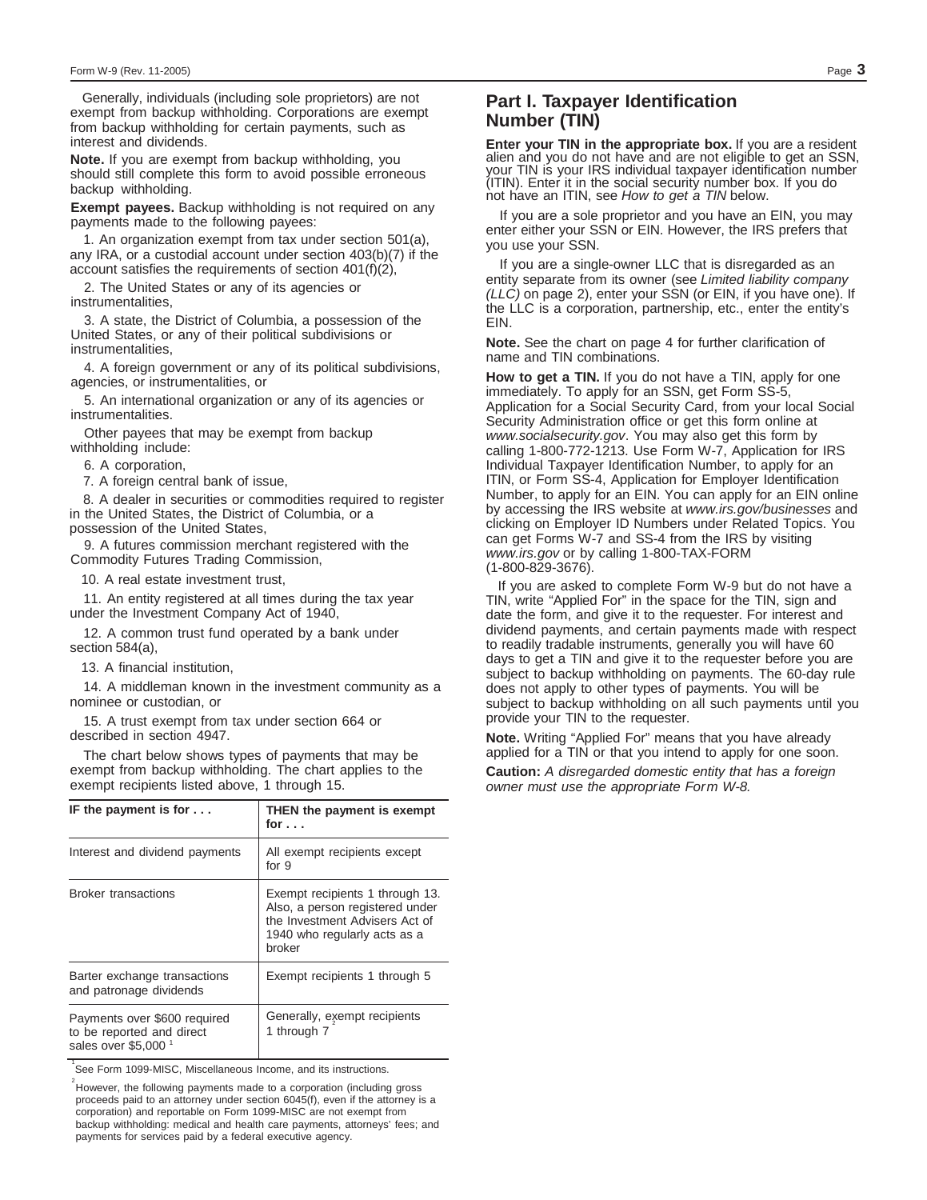Generally, individuals (including sole proprietors) are not exempt from backup withholding. Corporations are exempt from backup withholding for certain payments, such as interest and dividends.

**Note.** If you are exempt from backup withholding, you should still complete this form to avoid possible erroneous backup withholding.

**Exempt payees.** Backup withholding is not required on any payments made to the following payees:

1. An organization exempt from tax under section 501(a), any IRA, or a custodial account under section 403(b)(7) if the account satisfies the requirements of section 401(f)(2),

2. The United States or any of its agencies or instrumentalities,

3. A state, the District of Columbia, a possession of the United States, or any of their political subdivisions or instrumentalities,

4. A foreign government or any of its political subdivisions, agencies, or instrumentalities, or

5. An international organization or any of its agencies or instrumentalities.

Other payees that may be exempt from backup withholding include:

6. A corporation,

7. A foreign central bank of issue,

8. A dealer in securities or commodities required to register in the United States, the District of Columbia, or a possession of the United States,

9. A futures commission merchant registered with the Commodity Futures Trading Commission,

10. A real estate investment trust,

11. An entity registered at all times during the tax year under the Investment Company Act of 1940,

12. A common trust fund operated by a bank under section 584(a),

13. A financial institution,

14. A middleman known in the investment community as a nominee or custodian, or

15. A trust exempt from tax under section 664 or described in section 4947.

The chart below shows types of payments that may be exempt from backup withholding. The chart applies to the exempt recipients listed above, 1 through 15.

| IF the payment is for . . . | THEN the payment is exempt for . . . |
|---|---|
| Interest and dividend payments | All exempt recipients except for 9 |
| Broker transactions | Exempt recipients 1 through 13. Also, a person registered under the Investment Advisers Act of 1940 who regularly acts as a broker |
| Barter exchange transactions and patronage dividends | Exempt recipients 1 through 5 |
| Payments over $600 required to be reported and direct sales over $5,000 [1] | Generally, exempt recipients 1 through 7 [2] |

[1] See Form 1099-MISC, Miscellaneous Income, and its instructions.

[2] However, the following payments made to a corporation (including gross proceeds paid to an attorney under section 6045(f), even if the attorney is a corporation) and reportable on Form 1099-MISC are not exempt from backup withholding: medical and health care payments, attorneys' fees; and payments for services paid by a federal executive agency.

## Part I. Taxpayer Identification Number (TIN)

**Enter your TIN in the appropriate box.** If you are a resident alien and you do not have and are not eligible to get an SSN, your TIN is your IRS individual taxpayer identification number (ITIN). Enter it in the social security number box. If you do not have an ITIN, see *How to get a TIN* below.

If you are a sole proprietor and you have an EIN, you may enter either your SSN or EIN. However, the IRS prefers that you use your SSN.

If you are a single-owner LLC that is disregarded as an entity separate from its owner (see *Limited liability company (LLC)* on page 2), enter your SSN (or EIN, if you have one). If the LLC is a corporation, partnership, etc., enter the entity's EIN.

**Note.** See the chart on page 4 for further clarification of name and TIN combinations.

**How to get a TIN.** If you do not have a TIN, apply for one immediately. To apply for an SSN, get Form SS-5, Application for a Social Security Card, from your local Social Security Administration office or get this form online at *www.socialsecurity.gov*. You may also get this form by calling 1-800-772-1213. Use Form W-7, Application for IRS Individual Taxpayer Identification Number, to apply for an ITIN, or Form SS-4, Application for Employer Identification Number, to apply for an EIN. You can apply for an EIN online by accessing the IRS website at *www.irs.gov/businesses* and clicking on Employer ID Numbers under Related Topics. You can get Forms W-7 and SS-4 from the IRS by visiting *www.irs.gov* or by calling 1-800-TAX-FORM (1-800-829-3676).

If you are asked to complete Form W-9 but do not have a TIN, write "Applied For" in the space for the TIN, sign and date the form, and give it to the requester. For interest and dividend payments, and certain payments made with respect to readily tradable instruments, generally you will have 60 days to get a TIN and give it to the requester before you are subject to backup withholding on payments. The 60-day rule does not apply to other types of payments. You will be subject to backup withholding on all such payments until you provide your TIN to the requester.

**Note.** Writing "Applied For" means that you have already applied for a TIN or that you intend to apply for one soon.

**Caution:** *A disregarded domestic entity that has a foreign owner must use the appropriate Form W-8.*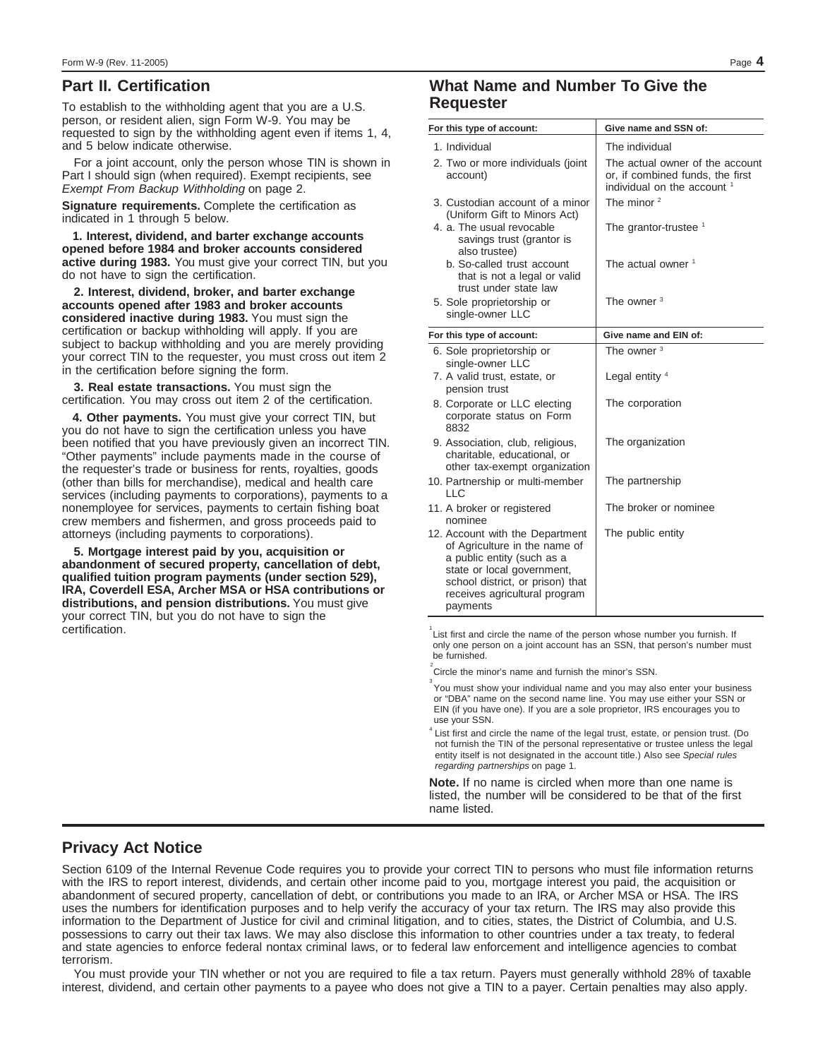## Part II. Certification

To establish to the withholding agent that you are a U.S. person, or resident alien, sign Form W-9. You may be requested to sign by the withholding agent even if items 1, 4, and 5 below indicate otherwise.

For a joint account, only the person whose TIN is shown in Part I should sign (when required). Exempt recipients, see *Exempt From Backup Withholding* on page 2.

**Signature requirements.** Complete the certification as indicated in 1 through 5 below.

**1. Interest, dividend, and barter exchange accounts opened before 1984 and broker accounts considered active during 1983.** You must give your correct TIN, but you do not have to sign the certification.

**2. Interest, dividend, broker, and barter exchange accounts opened after 1983 and broker accounts considered inactive during 1983.** You must sign the certification or backup withholding will apply. If you are subject to backup withholding and you are merely providing your correct TIN to the requester, you must cross out item 2 in the certification before signing the form.

**3. Real estate transactions.** You must sign the certification. You may cross out item 2 of the certification.

**4. Other payments.** You must give your correct TIN, but you do not have to sign the certification unless you have been notified that you have previously given an incorrect TIN. "Other payments" include payments made in the course of the requester's trade or business for rents, royalties, goods (other than bills for merchandise), medical and health care services (including payments to corporations), payments to a nonemployee for services, payments to certain fishing boat crew members and fishermen, and gross proceeds paid to attorneys (including payments to corporations).

**5. Mortgage interest paid by you, acquisition or abandonment of secured property, cancellation of debt, qualified tuition program payments (under section 529), IRA, Coverdell ESA, Archer MSA or HSA contributions or distributions, and pension distributions.** You must give your correct TIN, but you do not have to sign the certification.

## What Name and Number To Give the Requester

| For this type of account: | Give name and SSN of: |
|---|---|
| 1. Individual | The individual |
| 2. Two or more individuals (joint account) | The actual owner of the account or, if combined funds, the first individual on the account [1] |
| 3. Custodian account of a minor (Uniform Gift to Minors Act) | The minor [2] |
| 4. a. The usual revocable savings trust (grantor is also trustee) | The grantor-trustee [1] |
| b. So-called trust account that is not a legal or valid trust under state law | The actual owner [1] |
| 5. Sole proprietorship or single-owner LLC | The owner [3] |
| **For this type of account:** | **Give name and EIN of:** |
| 6. Sole proprietorship or single-owner LLC | The owner [3] |
| 7. A valid trust, estate, or pension trust | Legal entity [4] |
| 8. Corporate or LLC electing corporate status on Form 8832 | The corporation |
| 9. Association, club, religious, charitable, educational, or other tax-exempt organization | The organization |
| 10. Partnership or multi-member LLC | The partnership |
| 11. A broker or registered nominee | The broker or nominee |
| 12. Account with the Department of Agriculture in the name of a public entity (such as a state or local government, school district, or prison) that receives agricultural program payments | The public entity |

[1] List first and circle the name of the person whose number you furnish. If only one person on a joint account has an SSN, that person's number must be furnished.

[2] Circle the minor's name and furnish the minor's SSN.

[3] You must show your individual name and you may also enter your business or "DBA" name on the second name line. You may use either your SSN or EIN (if you have one). If you are a sole proprietor, IRS encourages you to use your SSN.

[4] List first and circle the name of the legal trust, estate, or pension trust. (Do not furnish the TIN of the personal representative or trustee unless the legal entity itself is not designated in the account title.) Also see *Special rules regarding partnerships* on page 1.

**Note.** If no name is circled when more than one name is listed, the number will be considered to be that of the first name listed.

## Privacy Act Notice

Section 6109 of the Internal Revenue Code requires you to provide your correct TIN to persons who must file information returns with the IRS to report interest, dividends, and certain other income paid to you, mortgage interest you paid, the acquisition or abandonment of secured property, cancellation of debt, or contributions you made to an IRA, or Archer MSA or HSA. The IRS uses the numbers for identification purposes and to help verify the accuracy of your tax return. The IRS may also provide this information to the Department of Justice for civil and criminal litigation, and to cities, states, the District of Columbia, and U.S. possessions to carry out their tax laws. We may also disclose this information to other countries under a tax treaty, to federal and state agencies to enforce federal nontax criminal laws, or to federal law enforcement and intelligence agencies to combat terrorism.

You must provide your TIN whether or not you are required to file a tax return. Payers must generally withhold 28% of taxable interest, dividend, and certain other payments to a payee who does not give a TIN to a payer. Certain penalties may also apply.